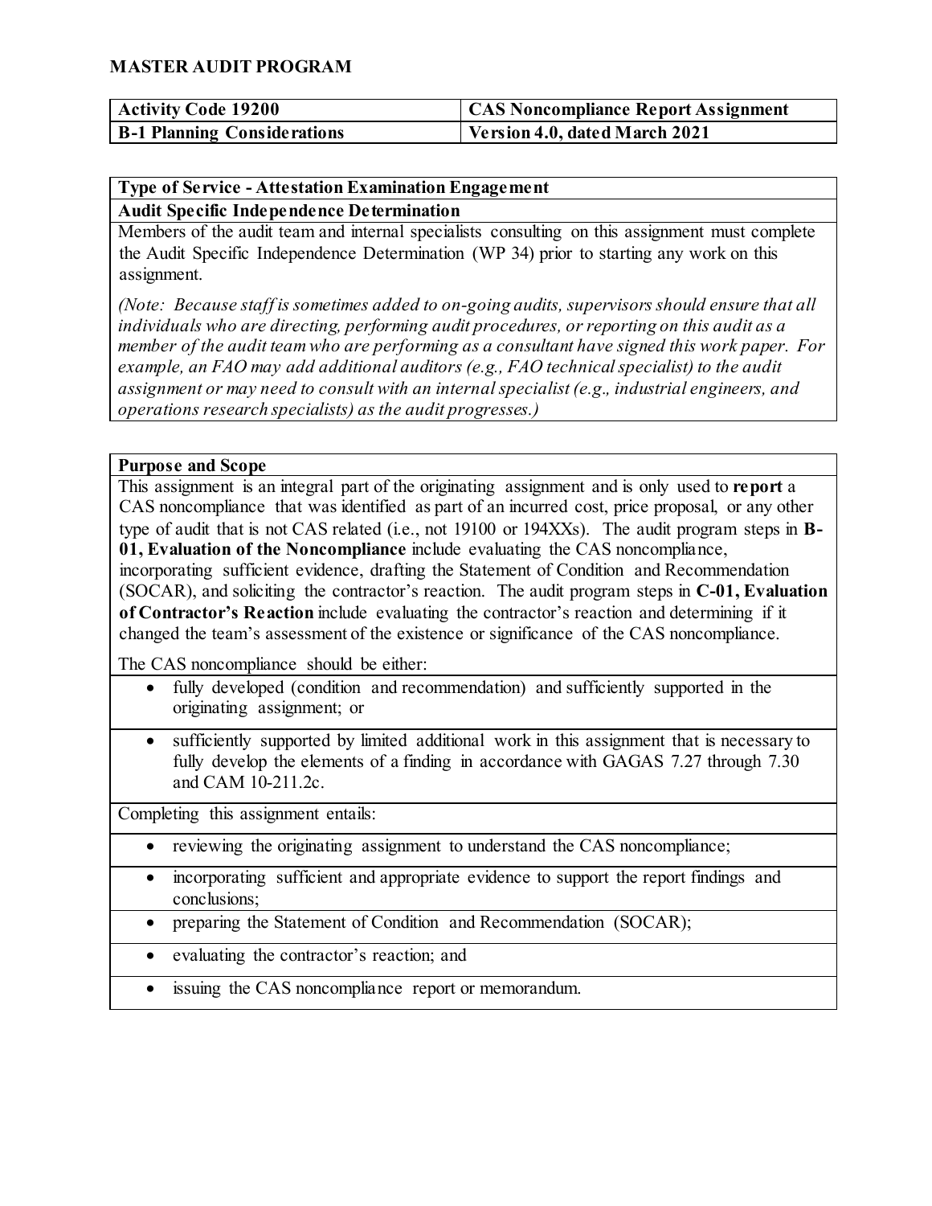# MASTER AUDIT PROGRAM

| Activity Code 19200 | CAS Noncompliance Report Assignment |
|---|---|
| **B-1 Planning Considerations** | **Version 4.0, dated March 2021** |

**Type of Service - Attestation Examination Engagement**

**Audit Specific Independence Determination**

Members of the audit team and internal specialists consulting on this assignment must complete the Audit Specific Independence Determination (WP 34) prior to starting any work on this assignment.

*(Note: Because staff is sometimes added to on-going audits, supervisors should ensure that all individuals who are directing, performing audit procedures, or reporting on this audit as a member of the audit team who are performing as a consultant have signed this work paper. For example, an FAO may add additional auditors (e.g., FAO technical specialist) to the audit assignment or may need to consult with an internal specialist (e.g., industrial engineers, and operations research specialists) as the audit progresses.)*

**Purpose and Scope**

This assignment is an integral part of the originating assignment and is only used to **report** a CAS noncompliance that was identified as part of an incurred cost, price proposal, or any other type of audit that is not CAS related (i.e., not 19100 or 194XXs). The audit program steps in **B-01, Evaluation of the Noncompliance** include evaluating the CAS noncompliance, incorporating sufficient evidence, drafting the Statement of Condition and Recommendation (SOCAR), and soliciting the contractor's reaction. The audit program steps in **C-01, Evaluation of Contractor's Reaction** include evaluating the contractor's reaction and determining if it changed the team's assessment of the existence or significance of the CAS noncompliance.

The CAS noncompliance should be either:

- fully developed (condition and recommendation) and sufficiently supported in the originating assignment; or
- sufficiently supported by limited additional work in this assignment that is necessary to fully develop the elements of a finding in accordance with GAGAS 7.27 through 7.30 and CAM 10-211.2c.

Completing this assignment entails:

- reviewing the originating assignment to understand the CAS noncompliance;
- incorporating sufficient and appropriate evidence to support the report findings and conclusions;
- preparing the Statement of Condition and Recommendation (SOCAR);
- evaluating the contractor's reaction; and
- issuing the CAS noncompliance report or memorandum.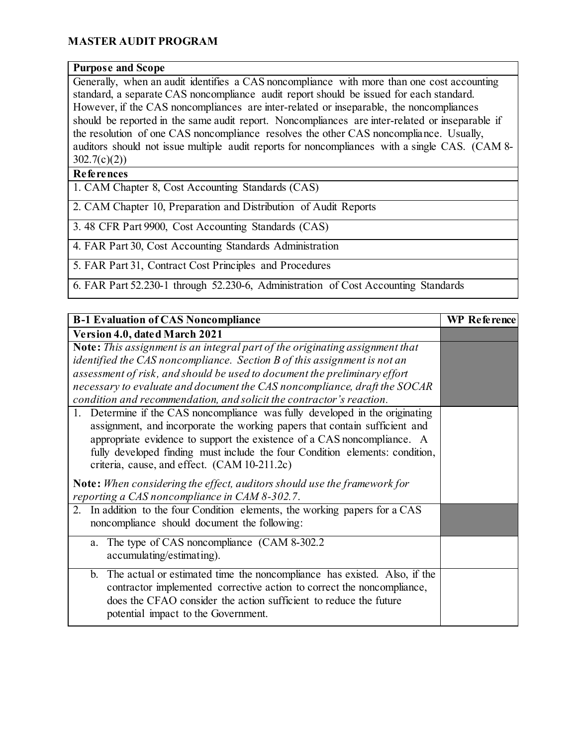## MASTER AUDIT PROGRAM

| Purpose and Scope |
|---|
| Generally, when an audit identifies a CAS noncompliance with more than one cost accounting standard, a separate CAS noncompliance audit report should be issued for each standard. However, if the CAS noncompliances are inter-related or inseparable, the noncompliances should be reported in the same audit report. Noncompliances are inter-related or inseparable if the resolution of one CAS noncompliance resolves the other CAS noncompliance. Usually, auditors should not issue multiple audit reports for noncompliances with a single CAS. (CAM 8-302.7(c)(2)) |

| References |
|---|
| 1. CAM Chapter 8, Cost Accounting Standards (CAS) |
| 2. CAM Chapter 10, Preparation and Distribution of Audit Reports |
| 3. 48 CFR Part 9900, Cost Accounting Standards (CAS) |
| 4. FAR Part 30, Cost Accounting Standards Administration |
| 5. FAR Part 31, Contract Cost Principles and Procedures |
| 6. FAR Part 52.230-1 through 52.230-6, Administration of Cost Accounting Standards |

| B-1 Evaluation of CAS Noncompliance | WP Reference |
|---|---|
| **Version 4.0, dated March 2021** | |
| **Note:** *This assignment is an integral part of the originating assignment that identified the CAS noncompliance. Section B of this assignment is not an assessment of risk, and should be used to document the preliminary effort necessary to evaluate and document the CAS noncompliance, draft the SOCAR condition and recommendation, and solicit the contractor's reaction.* | |
| 1. Determine if the CAS noncompliance was fully developed in the originating assignment, and incorporate the working papers that contain sufficient and appropriate evidence to support the existence of a CAS noncompliance. A fully developed finding must include the four Condition elements: condition, criteria, cause, and effect. (CAM 10-211.2c)<br><br>**Note:** *When considering the effect, auditors should use the framework for reporting a CAS noncompliance in CAM 8-302.7.* | |
| 2. In addition to the four Condition elements, the working papers for a CAS noncompliance should document the following: | |
| a. The type of CAS noncompliance (CAM 8-302.2 accumulating/estimating). | |
| b. The actual or estimated time the noncompliance has existed. Also, if the contractor implemented corrective action to correct the noncompliance, does the CFAO consider the action sufficient to reduce the future potential impact to the Government. | |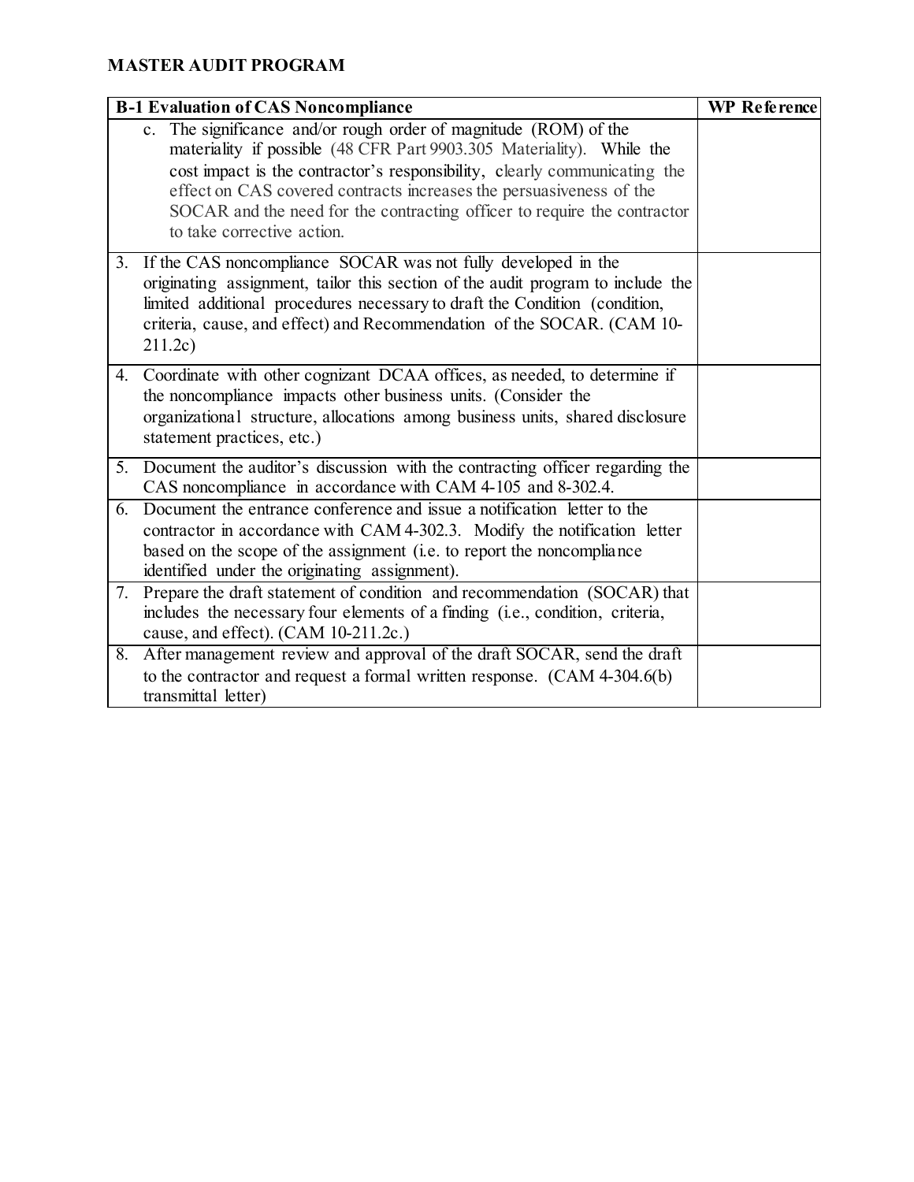**MASTER AUDIT PROGRAM**

| B-1 Evaluation of CAS Noncompliance | WP Reference |
|---|---|
| c. The significance and/or rough order of magnitude (ROM) of the materiality if possible (48 CFR Part 9903.305 Materiality). While the cost impact is the contractor's responsibility, clearly communicating the effect on CAS covered contracts increases the persuasiveness of the SOCAR and the need for the contracting officer to require the contractor to take corrective action. | |
| 3. If the CAS noncompliance SOCAR was not fully developed in the originating assignment, tailor this section of the audit program to include the limited additional procedures necessary to draft the Condition (condition, criteria, cause, and effect) and Recommendation of the SOCAR. (CAM 10-211.2c) | |
| 4. Coordinate with other cognizant DCAA offices, as needed, to determine if the noncompliance impacts other business units. (Consider the organizational structure, allocations among business units, shared disclosure statement practices, etc.) | |
| 5. Document the auditor's discussion with the contracting officer regarding the CAS noncompliance in accordance with CAM 4-105 and 8-302.4. | |
| 6. Document the entrance conference and issue a notification letter to the contractor in accordance with CAM 4-302.3. Modify the notification letter based on the scope of the assignment (i.e. to report the noncompliance identified under the originating assignment). | |
| 7. Prepare the draft statement of condition and recommendation (SOCAR) that includes the necessary four elements of a finding (i.e., condition, criteria, cause, and effect). (CAM 10-211.2c.) | |
| 8. After management review and approval of the draft SOCAR, send the draft to the contractor and request a formal written response. (CAM 4-304.6(b) transmittal letter) | |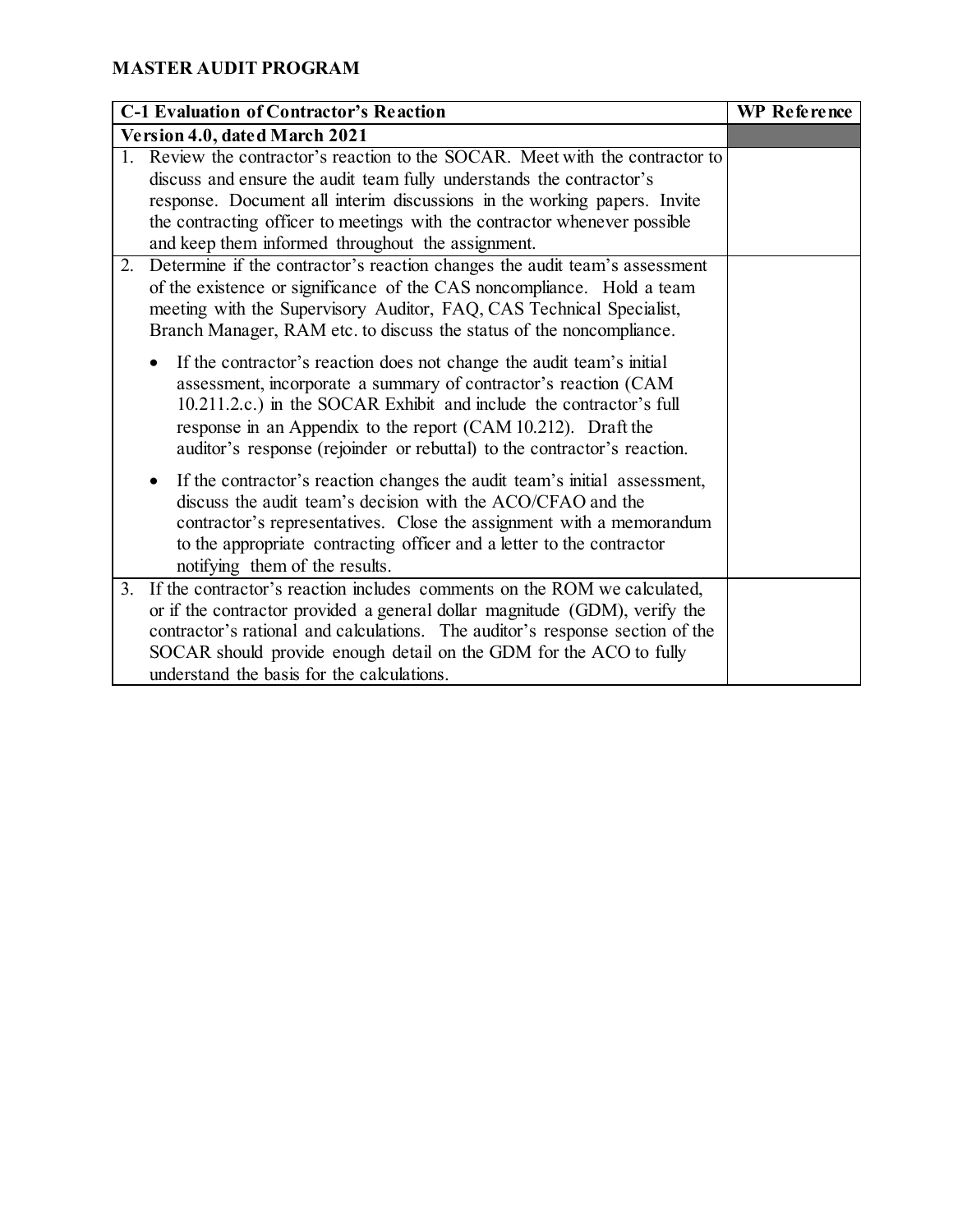**MASTER AUDIT PROGRAM**

| C-1 Evaluation of Contractor's Reaction | WP Reference |
|---|---|
| **Version 4.0, dated March 2021** | |
| 1. Review the contractor's reaction to the SOCAR. Meet with the contractor to discuss and ensure the audit team fully understands the contractor's response. Document all interim discussions in the working papers. Invite the contracting officer to meetings with the contractor whenever possible and keep them informed throughout the assignment. | |
| 2. Determine if the contractor's reaction changes the audit team's assessment of the existence or significance of the CAS noncompliance. Hold a team meeting with the Supervisory Auditor, FAQ, CAS Technical Specialist, Branch Manager, RAM etc. to discuss the status of the noncompliance.<br><br>• If the contractor's reaction does not change the audit team's initial assessment, incorporate a summary of contractor's reaction (CAM 10.211.2.c.) in the SOCAR Exhibit and include the contractor's full response in an Appendix to the report (CAM 10.212). Draft the auditor's response (rejoinder or rebuttal) to the contractor's reaction.<br><br>• If the contractor's reaction changes the audit team's initial assessment, discuss the audit team's decision with the ACO/CFAO and the contractor's representatives. Close the assignment with a memorandum to the appropriate contracting officer and a letter to the contractor notifying them of the results. | |
| 3. If the contractor's reaction includes comments on the ROM we calculated, or if the contractor provided a general dollar magnitude (GDM), verify the contractor's rational and calculations. The auditor's response section of the SOCAR should provide enough detail on the GDM for the ACO to fully understand the basis for the calculations. | |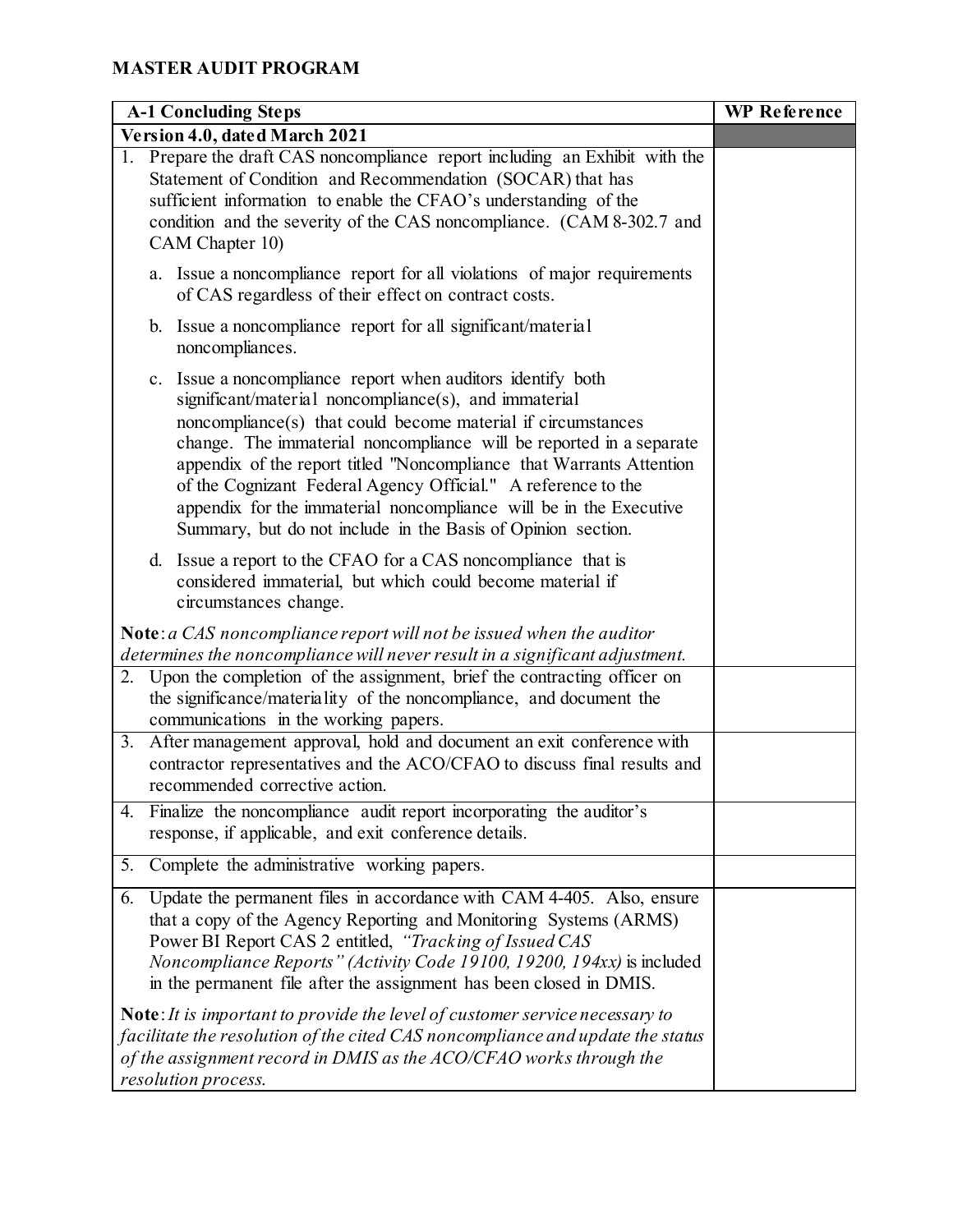## MASTER AUDIT PROGRAM

| A-1 Concluding Steps | WP Reference |
|---|---|
| **Version 4.0, dated March 2021** | |
| 1. Prepare the draft CAS noncompliance report including an Exhibit with the Statement of Condition and Recommendation (SOCAR) that has sufficient information to enable the CFAO's understanding of the condition and the severity of the CAS noncompliance. (CAM 8-302.7 and CAM Chapter 10)<br><br>a. Issue a noncompliance report for all violations of major requirements of CAS regardless of their effect on contract costs.<br><br>b. Issue a noncompliance report for all significant/material noncompliances.<br><br>c. Issue a noncompliance report when auditors identify both significant/material noncompliance(s), and immaterial noncompliance(s) that could become material if circumstances change. The immaterial noncompliance will be reported in a separate appendix of the report titled "Noncompliance that Warrants Attention of the Cognizant Federal Agency Official." A reference to the appendix for the immaterial noncompliance will be in the Executive Summary, but do not include in the Basis of Opinion section.<br><br>d. Issue a report to the CFAO for a CAS noncompliance that is considered immaterial, but which could become material if circumstances change.<br><br>**Note**: *a CAS noncompliance report will not be issued when the auditor determines the noncompliance will never result in a significant adjustment.* | |
| 2. Upon the completion of the assignment, brief the contracting officer on the significance/materiality of the noncompliance, and document the communications in the working papers. | |
| 3. After management approval, hold and document an exit conference with contractor representatives and the ACO/CFAO to discuss final results and recommended corrective action. | |
| 4. Finalize the noncompliance audit report incorporating the auditor's response, if applicable, and exit conference details. | |
| 5. Complete the administrative working papers. | |
| 6. Update the permanent files in accordance with CAM 4-405. Also, ensure that a copy of the Agency Reporting and Monitoring Systems (ARMS) Power BI Report CAS 2 entitled, *"Tracking of Issued CAS Noncompliance Reports" (Activity Code 19100, 19200, 194xx)* is included in the permanent file after the assignment has been closed in DMIS.<br><br>**Note**: *It is important to provide the level of customer service necessary to facilitate the resolution of the cited CAS noncompliance and update the status of the assignment record in DMIS as the ACO/CFAO works through the resolution process.* | |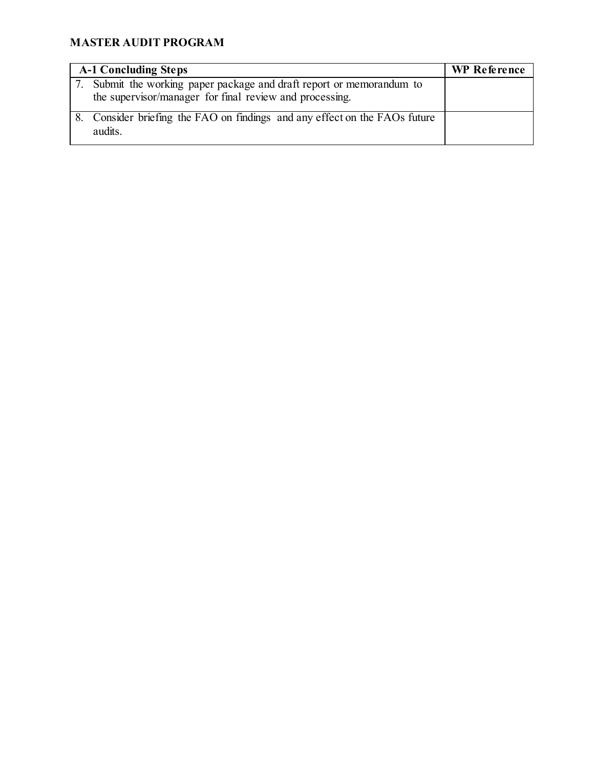**MASTER AUDIT PROGRAM**

| A-1 Concluding Steps | WP Reference |
|---|---|
| 7. Submit the working paper package and draft report or memorandum to the supervisor/manager for final review and processing. | |
| 8. Consider briefing the FAO on findings and any effect on the FAOs future audits. | |